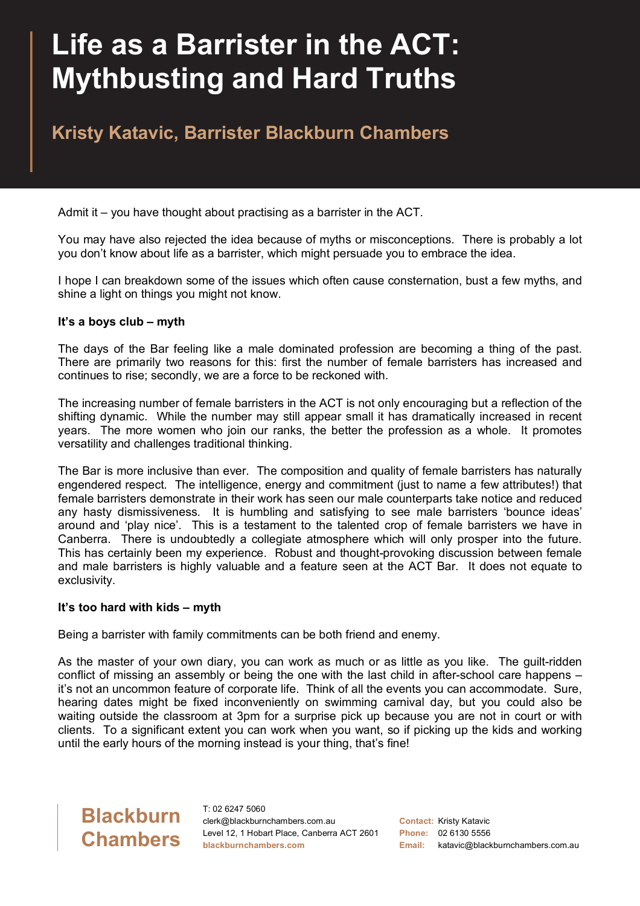# Life as a Barrister in the ACT: Mythbusting and Hard Truths

## Kristy Katavic, Barrister Blackburn Chambers

Admit it – you have thought about practising as a barrister in the ACT.

You may have also rejected the idea because of myths or misconceptions. There is probably a lot you don't know about life as a barrister, which might persuade you to embrace the idea.

I hope I can breakdown some of the issues which often cause consternation, bust a few myths, and shine a light on things you might not know.

**It's a boys club – myth**

The days of the Bar feeling like a male dominated profession are becoming a thing of the past. There are primarily two reasons for this: first the number of female barristers has increased and continues to rise; secondly, we are a force to be reckoned with.

The increasing number of female barristers in the ACT is not only encouraging but a reflection of the shifting dynamic. While the number may still appear small it has dramatically increased in recent years. The more women who join our ranks, the better the profession as a whole. It promotes versatility and challenges traditional thinking.

The Bar is more inclusive than ever. The composition and quality of female barristers has naturally engendered respect. The intelligence, energy and commitment (just to name a few attributes!) that female barristers demonstrate in their work has seen our male counterparts take notice and reduced any hasty dismissiveness. It is humbling and satisfying to see male barristers 'bounce ideas' around and 'play nice'. This is a testament to the talented crop of female barristers we have in Canberra. There is undoubtedly a collegiate atmosphere which will only prosper into the future. This has certainly been my experience. Robust and thought-provoking discussion between female and male barristers is highly valuable and a feature seen at the ACT Bar. It does not equate to exclusivity.

**It's too hard with kids – myth**

Being a barrister with family commitments can be both friend and enemy.

As the master of your own diary, you can work as much or as little as you like. The guilt-ridden conflict of missing an assembly or being the one with the last child in after-school care happens – it's not an uncommon feature of corporate life. Think of all the events you can accommodate. Sure, hearing dates might be fixed inconveniently on swimming carnival day, but you could also be waiting outside the classroom at 3pm for a surprise pick up because you are not in court or with clients. To a significant extent you can work when you want, so if picking up the kids and working until the early hours of the morning instead is your thing, that's fine!

Blackburn Chambers

T: 02 6247 5060
clerk@blackburnchambers.com.au
Level 12, 1 Hobart Place, Canberra ACT 2601
blackburnchambers.com

**Contact:** Kristy Katavic
**Phone:** 02 6130 5556
**Email:** katavic@blackburnchambers.com.au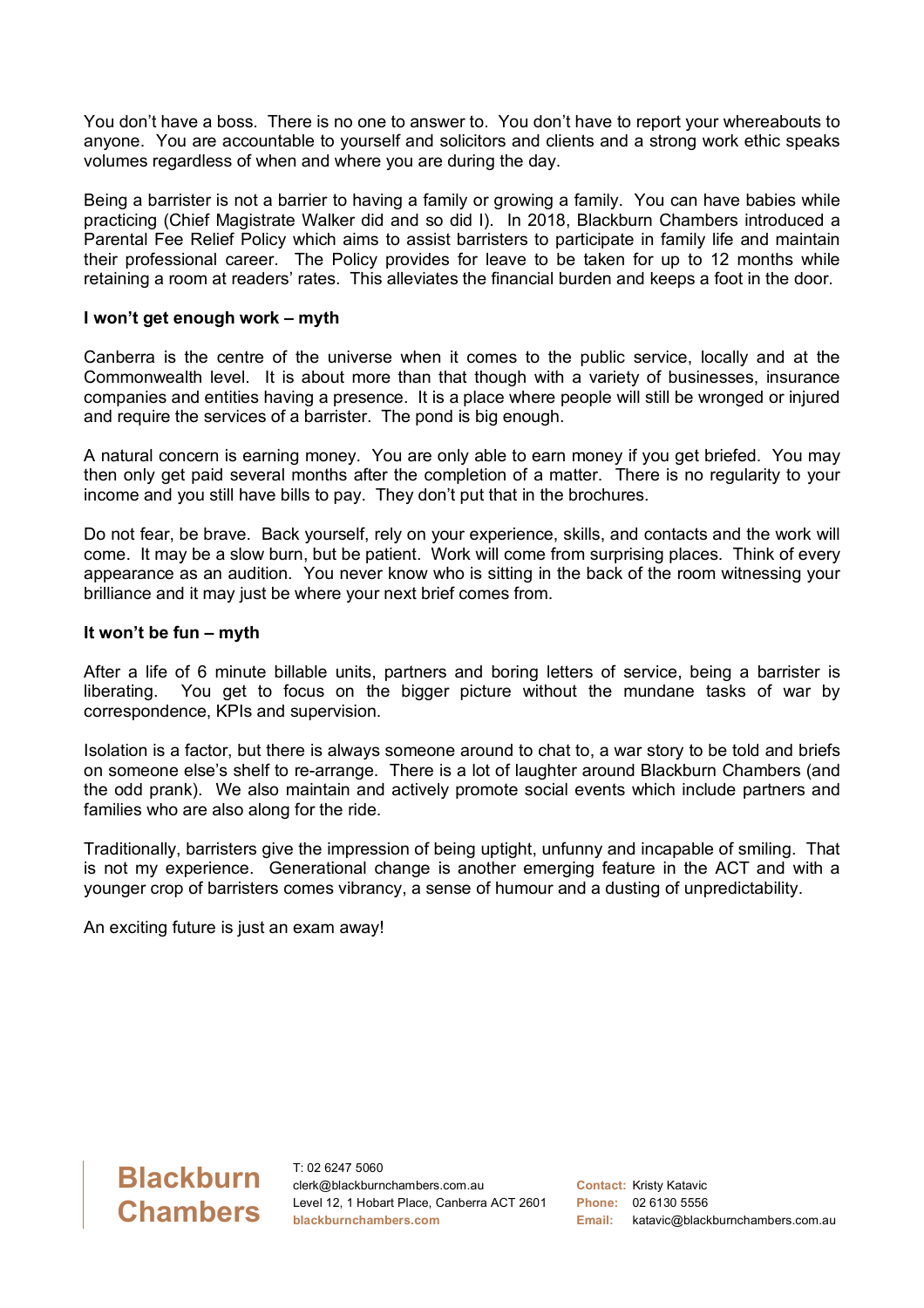You don't have a boss. There is no one to answer to. You don't have to report your whereabouts to anyone. You are accountable to yourself and solicitors and clients and a strong work ethic speaks volumes regardless of when and where you are during the day.

Being a barrister is not a barrier to having a family or growing a family. You can have babies while practicing (Chief Magistrate Walker did and so did I). In 2018, Blackburn Chambers introduced a Parental Fee Relief Policy which aims to assist barristers to participate in family life and maintain their professional career. The Policy provides for leave to be taken for up to 12 months while retaining a room at readers' rates. This alleviates the financial burden and keeps a foot in the door.

**I won't get enough work – myth**

Canberra is the centre of the universe when it comes to the public service, locally and at the Commonwealth level. It is about more than that though with a variety of businesses, insurance companies and entities having a presence. It is a place where people will still be wronged or injured and require the services of a barrister. The pond is big enough.

A natural concern is earning money. You are only able to earn money if you get briefed. You may then only get paid several months after the completion of a matter. There is no regularity to your income and you still have bills to pay. They don't put that in the brochures.

Do not fear, be brave. Back yourself, rely on your experience, skills, and contacts and the work will come. It may be a slow burn, but be patient. Work will come from surprising places. Think of every appearance as an audition. You never know who is sitting in the back of the room witnessing your brilliance and it may just be where your next brief comes from.

**It won't be fun – myth**

After a life of 6 minute billable units, partners and boring letters of service, being a barrister is liberating. You get to focus on the bigger picture without the mundane tasks of war by correspondence, KPIs and supervision.

Isolation is a factor, but there is always someone around to chat to, a war story to be told and briefs on someone else's shelf to re-arrange. There is a lot of laughter around Blackburn Chambers (and the odd prank). We also maintain and actively promote social events which include partners and families who are also along for the ride.

Traditionally, barristers give the impression of being uptight, unfunny and incapable of smiling. That is not my experience. Generational change is another emerging feature in the ACT and with a younger crop of barristers comes vibrancy, a sense of humour and a dusting of unpredictability.

An exciting future is just an exam away!

**Blackburn Chambers**

T: 02 6247 5060
clerk@blackburnchambers.com.au
Level 12, 1 Hobart Place, Canberra ACT 2601
**blackburnchambers.com**

**Contact:** Kristy Katavic
**Phone:** 02 6130 5556
**Email:** katavic@blackburnchambers.com.au